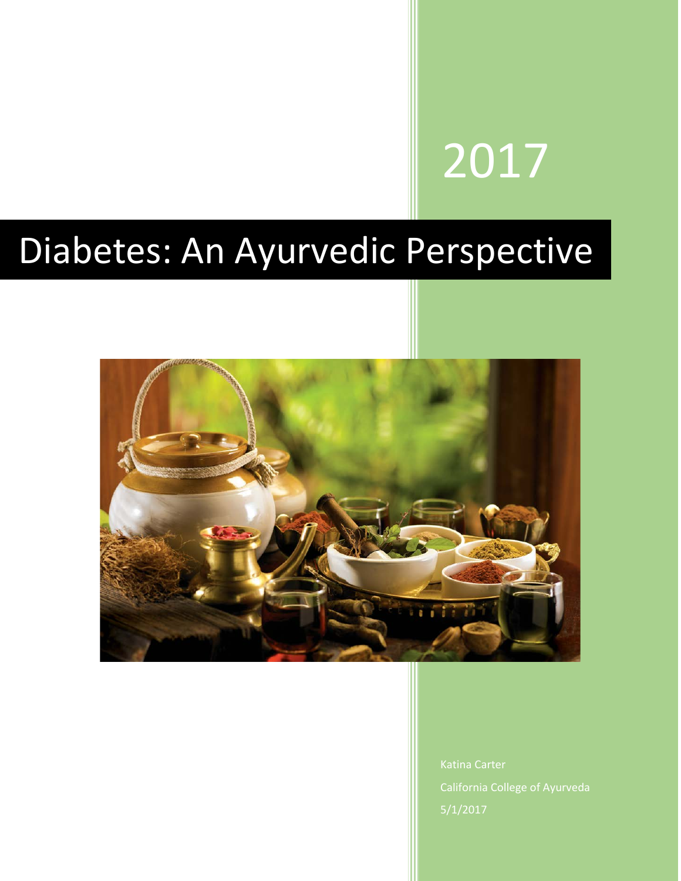2017

# Diabetes: An Ayurvedic Perspective

Katina Carter

California College of Ayurveda

5/1/2017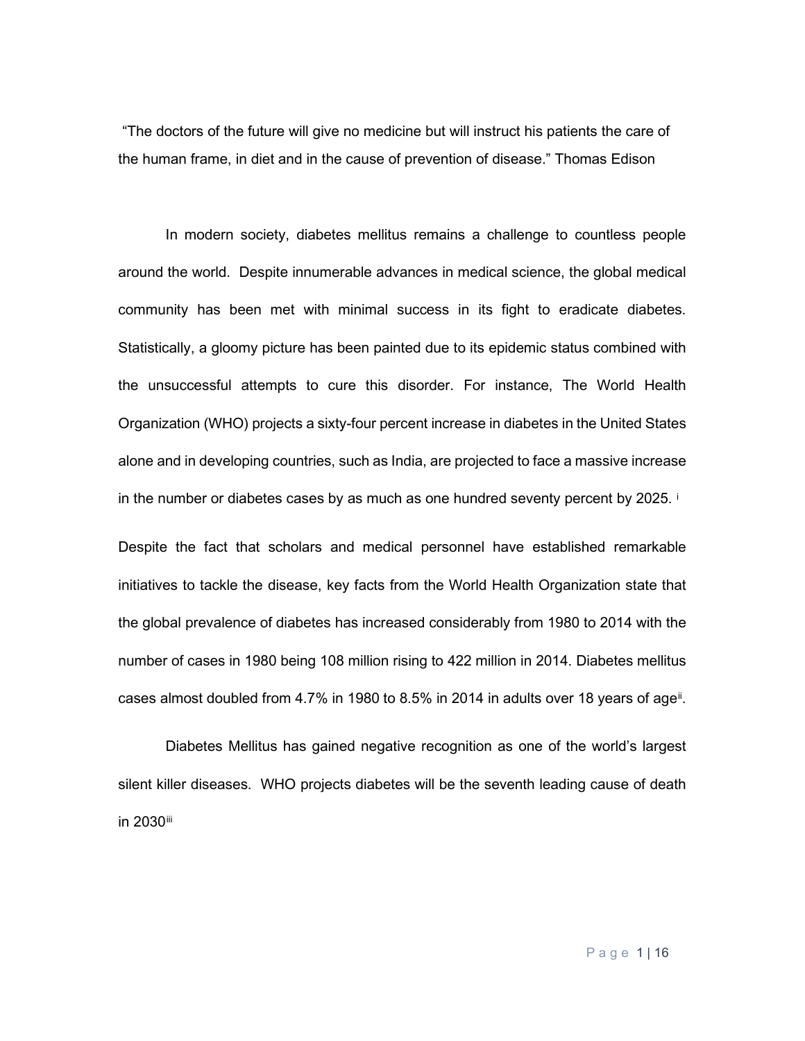"The doctors of the future will give no medicine but will instruct his patients the care of the human frame, in diet and in the cause of prevention of disease." Thomas Edison

In modern society, diabetes mellitus remains a challenge to countless people around the world. Despite innumerable advances in medical science, the global medical community has been met with minimal success in its fight to eradicate diabetes. Statistically, a gloomy picture has been painted due to its epidemic status combined with the unsuccessful attempts to cure this disorder. For instance, The World Health Organization (WHO) projects a sixty-four percent increase in diabetes in the United States alone and in developing countries, such as India, are projected to face a massive increase in the number or diabetes cases by as much as one hundred seventy percent by 2025. [i]

Despite the fact that scholars and medical personnel have established remarkable initiatives to tackle the disease, key facts from the World Health Organization state that the global prevalence of diabetes has increased considerably from 1980 to 2014 with the number of cases in 1980 being 108 million rising to 422 million in 2014. Diabetes mellitus cases almost doubled from 4.7% in 1980 to 8.5% in 2014 in adults over 18 years of age[ii].

Diabetes Mellitus has gained negative recognition as one of the world's largest silent killer diseases. WHO projects diabetes will be the seventh leading cause of death in 2030[iii]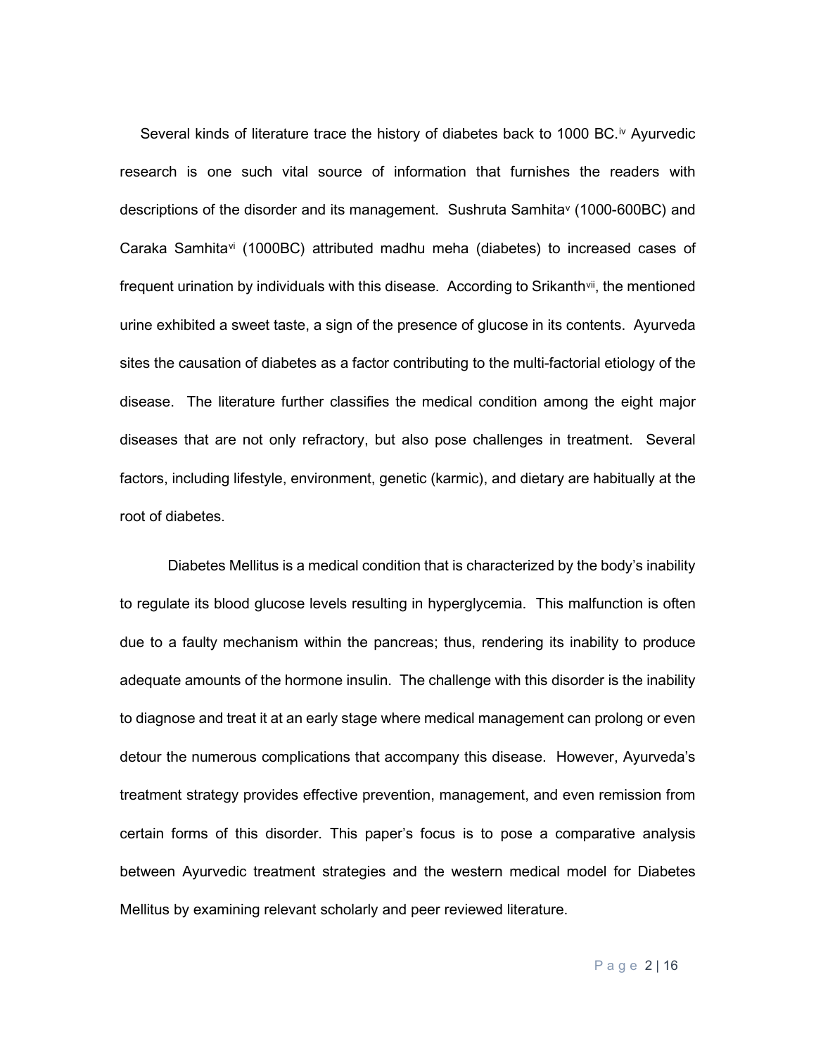Several kinds of literature trace the history of diabetes back to 1000 BC.[iv] Ayurvedic research is one such vital source of information that furnishes the readers with descriptions of the disorder and its management. Sushruta Samhita[v] (1000-600BC) and Caraka Samhita[vi] (1000BC) attributed madhu meha (diabetes) to increased cases of frequent urination by individuals with this disease. According to Srikanth[vii], the mentioned urine exhibited a sweet taste, a sign of the presence of glucose in its contents. Ayurveda sites the causation of diabetes as a factor contributing to the multi-factorial etiology of the disease. The literature further classifies the medical condition among the eight major diseases that are not only refractory, but also pose challenges in treatment. Several factors, including lifestyle, environment, genetic (karmic), and dietary are habitually at the root of diabetes.

Diabetes Mellitus is a medical condition that is characterized by the body's inability to regulate its blood glucose levels resulting in hyperglycemia. This malfunction is often due to a faulty mechanism within the pancreas; thus, rendering its inability to produce adequate amounts of the hormone insulin. The challenge with this disorder is the inability to diagnose and treat it at an early stage where medical management can prolong or even detour the numerous complications that accompany this disease. However, Ayurveda's treatment strategy provides effective prevention, management, and even remission from certain forms of this disorder. This paper's focus is to pose a comparative analysis between Ayurvedic treatment strategies and the western medical model for Diabetes Mellitus by examining relevant scholarly and peer reviewed literature.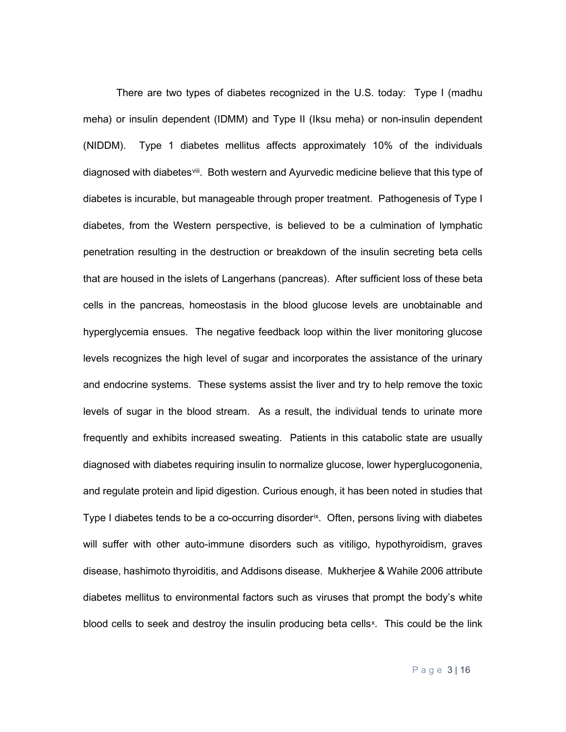There are two types of diabetes recognized in the U.S. today: Type I (madhu meha) or insulin dependent (IDMM) and Type II (Iksu meha) or non-insulin dependent (NIDDM). Type 1 diabetes mellitus affects approximately 10% of the individuals diagnosed with diabetes[viii]. Both western and Ayurvedic medicine believe that this type of diabetes is incurable, but manageable through proper treatment. Pathogenesis of Type I diabetes, from the Western perspective, is believed to be a culmination of lymphatic penetration resulting in the destruction or breakdown of the insulin secreting beta cells that are housed in the islets of Langerhans (pancreas). After sufficient loss of these beta cells in the pancreas, homeostasis in the blood glucose levels are unobtainable and hyperglycemia ensues. The negative feedback loop within the liver monitoring glucose levels recognizes the high level of sugar and incorporates the assistance of the urinary and endocrine systems. These systems assist the liver and try to help remove the toxic levels of sugar in the blood stream. As a result, the individual tends to urinate more frequently and exhibits increased sweating. Patients in this catabolic state are usually diagnosed with diabetes requiring insulin to normalize glucose, lower hyperglucogonenia, and regulate protein and lipid digestion. Curious enough, it has been noted in studies that Type I diabetes tends to be a co-occurring disorder[ix]. Often, persons living with diabetes will suffer with other auto-immune disorders such as vitiligo, hypothyroidism, graves disease, hashimoto thyroiditis, and Addisons disease. Mukherjee & Wahile 2006 attribute diabetes mellitus to environmental factors such as viruses that prompt the body's white blood cells to seek and destroy the insulin producing beta cells[x]. This could be the link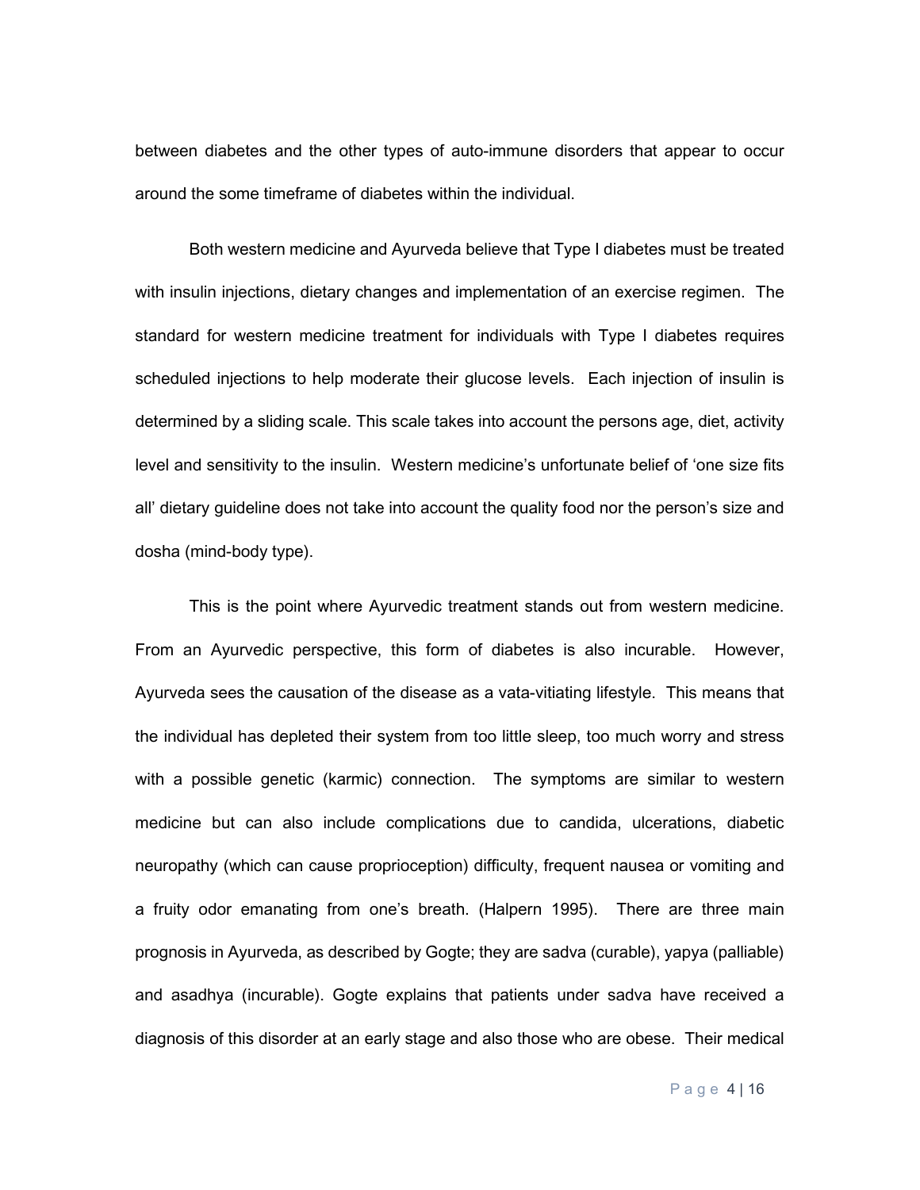between diabetes and the other types of auto-immune disorders that appear to occur around the some timeframe of diabetes within the individual.

Both western medicine and Ayurveda believe that Type I diabetes must be treated with insulin injections, dietary changes and implementation of an exercise regimen. The standard for western medicine treatment for individuals with Type I diabetes requires scheduled injections to help moderate their glucose levels. Each injection of insulin is determined by a sliding scale. This scale takes into account the persons age, diet, activity level and sensitivity to the insulin. Western medicine's unfortunate belief of 'one size fits all' dietary guideline does not take into account the quality food nor the person's size and dosha (mind-body type).

This is the point where Ayurvedic treatment stands out from western medicine. From an Ayurvedic perspective, this form of diabetes is also incurable. However, Ayurveda sees the causation of the disease as a vata-vitiating lifestyle. This means that the individual has depleted their system from too little sleep, too much worry and stress with a possible genetic (karmic) connection. The symptoms are similar to western medicine but can also include complications due to candida, ulcerations, diabetic neuropathy (which can cause proprioception) difficulty, frequent nausea or vomiting and a fruity odor emanating from one's breath. (Halpern 1995). There are three main prognosis in Ayurveda, as described by Gogte; they are sadva (curable), yapya (palliable) and asadhya (incurable). Gogte explains that patients under sadva have received a diagnosis of this disorder at an early stage and also those who are obese. Their medical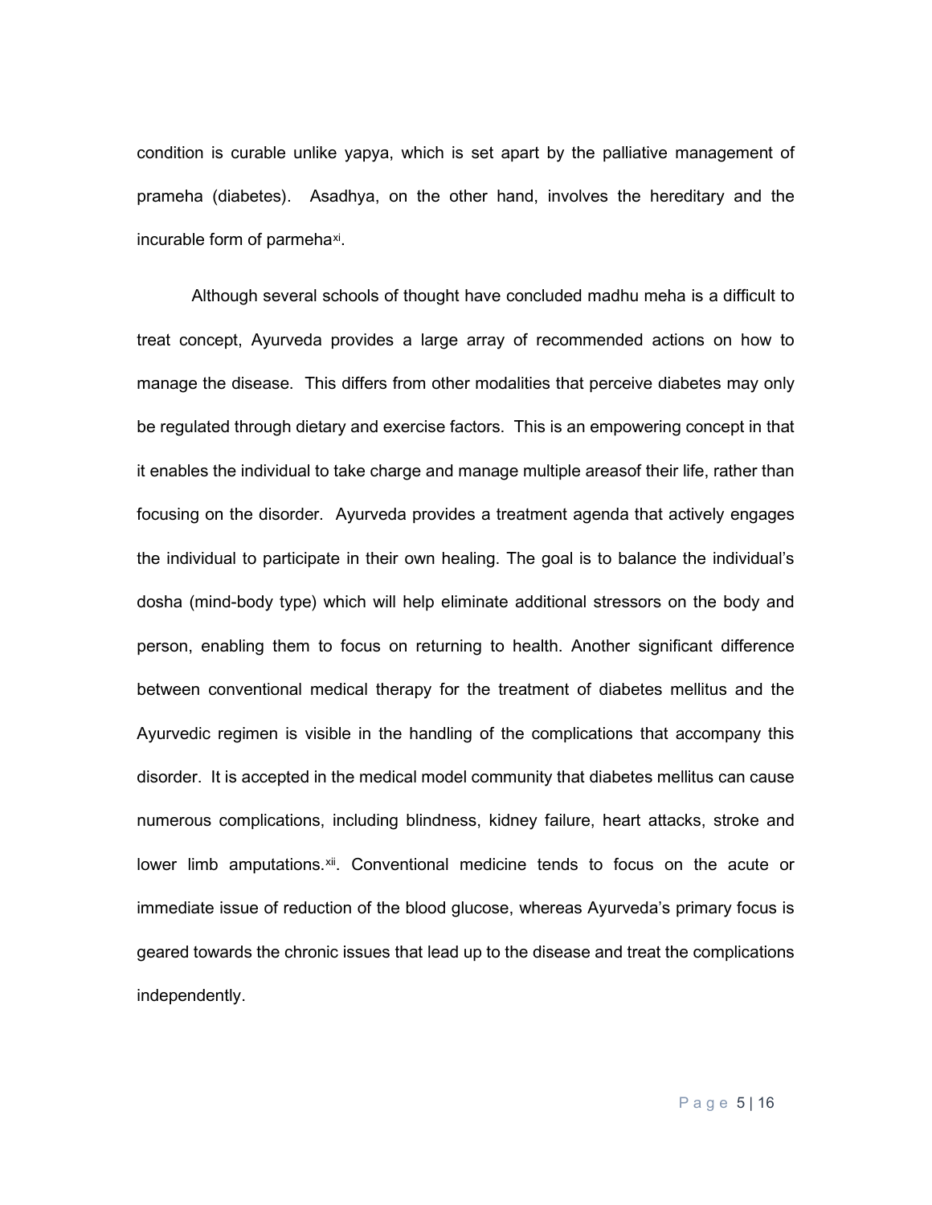condition is curable unlike yapya, which is set apart by the palliative management of prameha (diabetes). Asadhya, on the other hand, involves the hereditary and the incurable form of parmeha[xi].

Although several schools of thought have concluded madhu meha is a difficult to treat concept, Ayurveda provides a large array of recommended actions on how to manage the disease. This differs from other modalities that perceive diabetes may only be regulated through dietary and exercise factors. This is an empowering concept in that it enables the individual to take charge and manage multiple areasof their life, rather than focusing on the disorder. Ayurveda provides a treatment agenda that actively engages the individual to participate in their own healing. The goal is to balance the individual's dosha (mind-body type) which will help eliminate additional stressors on the body and person, enabling them to focus on returning to health. Another significant difference between conventional medical therapy for the treatment of diabetes mellitus and the Ayurvedic regimen is visible in the handling of the complications that accompany this disorder. It is accepted in the medical model community that diabetes mellitus can cause numerous complications, including blindness, kidney failure, heart attacks, stroke and lower limb amputations.[xii]. Conventional medicine tends to focus on the acute or immediate issue of reduction of the blood glucose, whereas Ayurveda's primary focus is geared towards the chronic issues that lead up to the disease and treat the complications independently.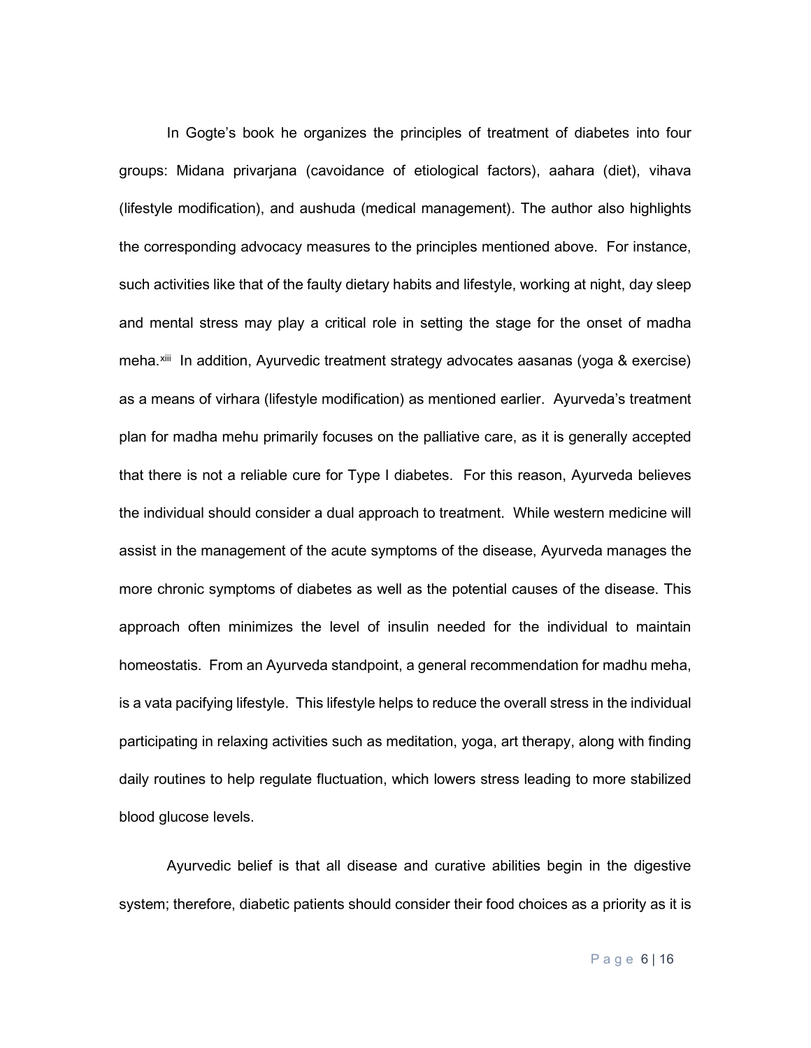In Gogte's book he organizes the principles of treatment of diabetes into four groups: Midana privarjana (cavoidance of etiological factors), aahara (diet), vihava (lifestyle modification), and aushuda (medical management). The author also highlights the corresponding advocacy measures to the principles mentioned above. For instance, such activities like that of the faulty dietary habits and lifestyle, working at night, day sleep and mental stress may play a critical role in setting the stage for the onset of madha meha.[xiii] In addition, Ayurvedic treatment strategy advocates aasanas (yoga & exercise) as a means of virhara (lifestyle modification) as mentioned earlier. Ayurveda's treatment plan for madha mehu primarily focuses on the palliative care, as it is generally accepted that there is not a reliable cure for Type I diabetes. For this reason, Ayurveda believes the individual should consider a dual approach to treatment. While western medicine will assist in the management of the acute symptoms of the disease, Ayurveda manages the more chronic symptoms of diabetes as well as the potential causes of the disease. This approach often minimizes the level of insulin needed for the individual to maintain homeostatis. From an Ayurveda standpoint, a general recommendation for madhu meha, is a vata pacifying lifestyle. This lifestyle helps to reduce the overall stress in the individual participating in relaxing activities such as meditation, yoga, art therapy, along with finding daily routines to help regulate fluctuation, which lowers stress leading to more stabilized blood glucose levels.

Ayurvedic belief is that all disease and curative abilities begin in the digestive system; therefore, diabetic patients should consider their food choices as a priority as it is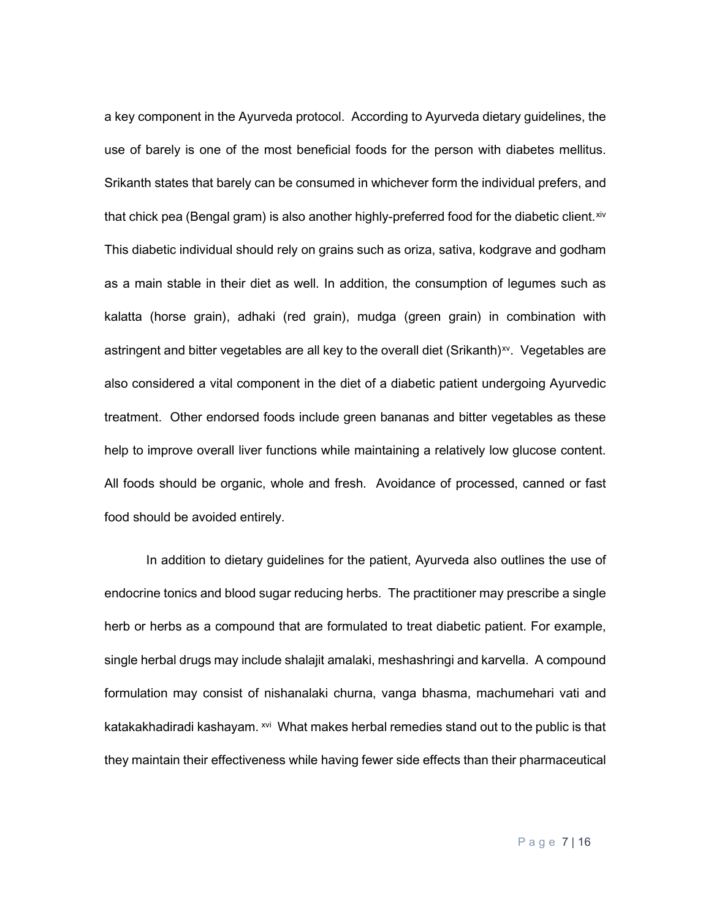a key component in the Ayurveda protocol. According to Ayurveda dietary guidelines, the use of barely is one of the most beneficial foods for the person with diabetes mellitus. Srikanth states that barely can be consumed in whichever form the individual prefers, and that chick pea (Bengal gram) is also another highly-preferred food for the diabetic client.[xiv] This diabetic individual should rely on grains such as oriza, sativa, kodgrave and godham as a main stable in their diet as well. In addition, the consumption of legumes such as kalatta (horse grain), adhaki (red grain), mudga (green grain) in combination with astringent and bitter vegetables are all key to the overall diet (Srikanth)[xv]. Vegetables are also considered a vital component in the diet of a diabetic patient undergoing Ayurvedic treatment. Other endorsed foods include green bananas and bitter vegetables as these help to improve overall liver functions while maintaining a relatively low glucose content. All foods should be organic, whole and fresh. Avoidance of processed, canned or fast food should be avoided entirely.

In addition to dietary guidelines for the patient, Ayurveda also outlines the use of endocrine tonics and blood sugar reducing herbs. The practitioner may prescribe a single herb or herbs as a compound that are formulated to treat diabetic patient. For example, single herbal drugs may include shalajit amalaki, meshashringi and karvella. A compound formulation may consist of nishanalaki churna, vanga bhasma, machumehari vati and katakakhadiradi kashayam. [xvi] What makes herbal remedies stand out to the public is that they maintain their effectiveness while having fewer side effects than their pharmaceutical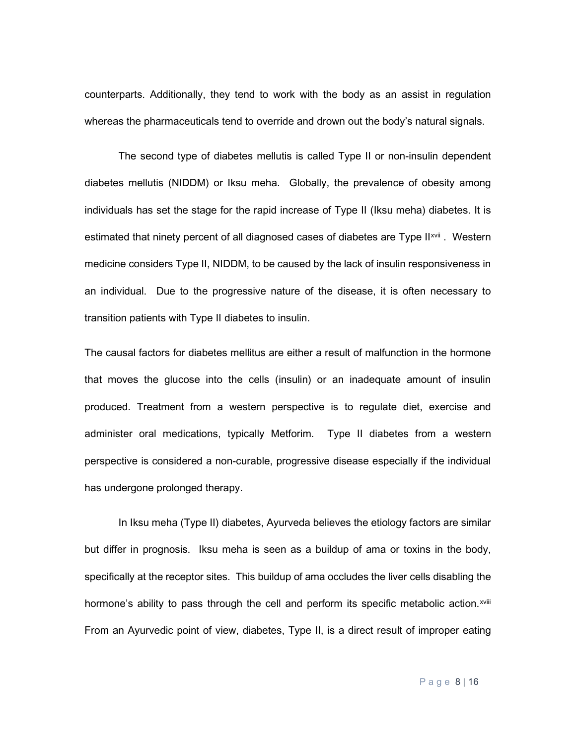counterparts. Additionally, they tend to work with the body as an assist in regulation whereas the pharmaceuticals tend to override and drown out the body's natural signals.

The second type of diabetes mellutis is called Type II or non-insulin dependent diabetes mellutis (NIDDM) or Iksu meha. Globally, the prevalence of obesity among individuals has set the stage for the rapid increase of Type II (Iksu meha) diabetes. It is estimated that ninety percent of all diagnosed cases of diabetes are Type II[xvii]. Western medicine considers Type II, NIDDM, to be caused by the lack of insulin responsiveness in an individual. Due to the progressive nature of the disease, it is often necessary to transition patients with Type II diabetes to insulin.

The causal factors for diabetes mellitus are either a result of malfunction in the hormone that moves the glucose into the cells (insulin) or an inadequate amount of insulin produced. Treatment from a western perspective is to regulate diet, exercise and administer oral medications, typically Metforim. Type II diabetes from a western perspective is considered a non-curable, progressive disease especially if the individual has undergone prolonged therapy.

In Iksu meha (Type II) diabetes, Ayurveda believes the etiology factors are similar but differ in prognosis. Iksu meha is seen as a buildup of ama or toxins in the body, specifically at the receptor sites. This buildup of ama occludes the liver cells disabling the hormone's ability to pass through the cell and perform its specific metabolic action.[xviii] From an Ayurvedic point of view, diabetes, Type II, is a direct result of improper eating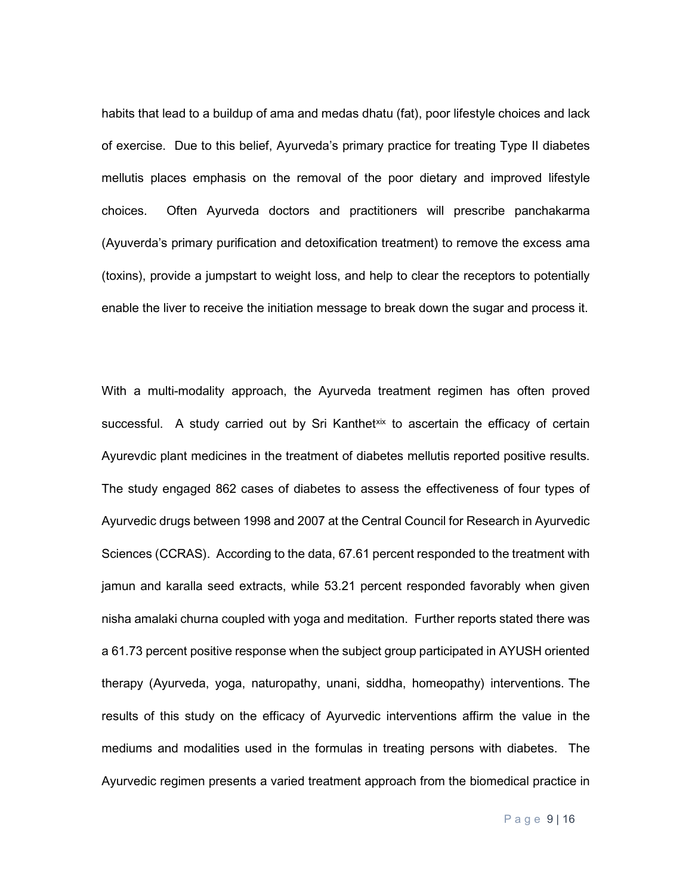habits that lead to a buildup of ama and medas dhatu (fat), poor lifestyle choices and lack of exercise. Due to this belief, Ayurveda's primary practice for treating Type II diabetes mellutis places emphasis on the removal of the poor dietary and improved lifestyle choices. Often Ayurveda doctors and practitioners will prescribe panchakarma (Ayuverda's primary purification and detoxification treatment) to remove the excess ama (toxins), provide a jumpstart to weight loss, and help to clear the receptors to potentially enable the liver to receive the initiation message to break down the sugar and process it.

With a multi-modality approach, the Ayurveda treatment regimen has often proved successful. A study carried out by Sri Kanthet[xix] to ascertain the efficacy of certain Ayurevdic plant medicines in the treatment of diabetes mellutis reported positive results. The study engaged 862 cases of diabetes to assess the effectiveness of four types of Ayurvedic drugs between 1998 and 2007 at the Central Council for Research in Ayurvedic Sciences (CCRAS). According to the data, 67.61 percent responded to the treatment with jamun and karalla seed extracts, while 53.21 percent responded favorably when given nisha amalaki churna coupled with yoga and meditation. Further reports stated there was a 61.73 percent positive response when the subject group participated in AYUSH oriented therapy (Ayurveda, yoga, naturopathy, unani, siddha, homeopathy) interventions. The results of this study on the efficacy of Ayurvedic interventions affirm the value in the mediums and modalities used in the formulas in treating persons with diabetes. The Ayurvedic regimen presents a varied treatment approach from the biomedical practice in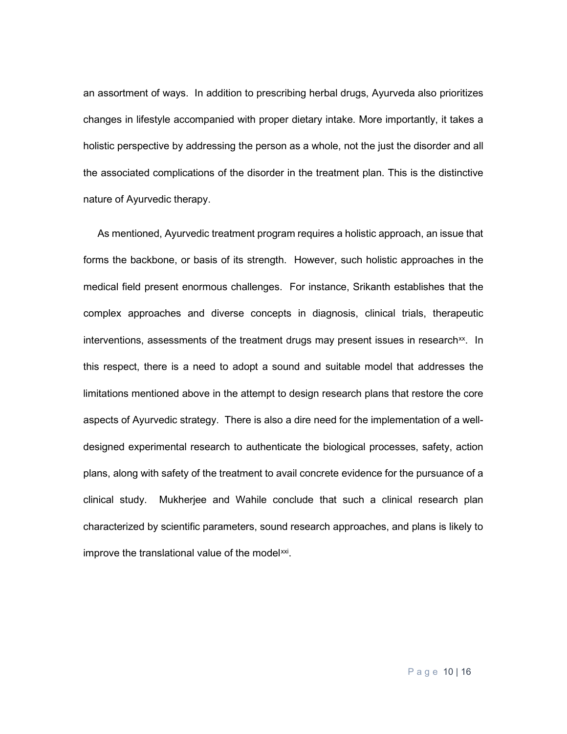an assortment of ways. In addition to prescribing herbal drugs, Ayurveda also prioritizes changes in lifestyle accompanied with proper dietary intake. More importantly, it takes a holistic perspective by addressing the person as a whole, not the just the disorder and all the associated complications of the disorder in the treatment plan. This is the distinctive nature of Ayurvedic therapy.

As mentioned, Ayurvedic treatment program requires a holistic approach, an issue that forms the backbone, or basis of its strength. However, such holistic approaches in the medical field present enormous challenges. For instance, Srikanth establishes that the complex approaches and diverse concepts in diagnosis, clinical trials, therapeutic interventions, assessments of the treatment drugs may present issues in research[xx]. In this respect, there is a need to adopt a sound and suitable model that addresses the limitations mentioned above in the attempt to design research plans that restore the core aspects of Ayurvedic strategy. There is also a dire need for the implementation of a well-designed experimental research to authenticate the biological processes, safety, action plans, along with safety of the treatment to avail concrete evidence for the pursuance of a clinical study. Mukherjee and Wahile conclude that such a clinical research plan characterized by scientific parameters, sound research approaches, and plans is likely to improve the translational value of the model[xxi].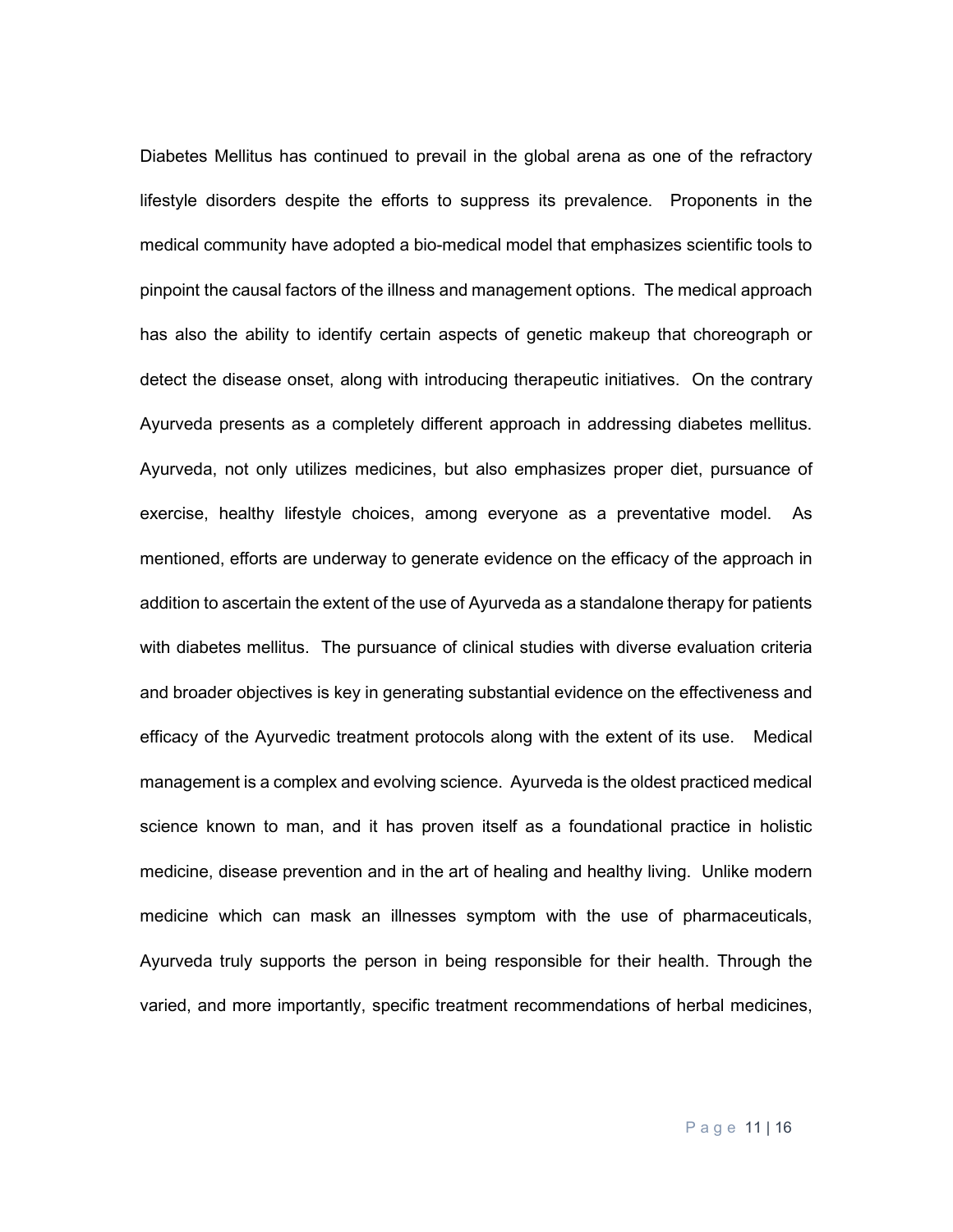Diabetes Mellitus has continued to prevail in the global arena as one of the refractory lifestyle disorders despite the efforts to suppress its prevalence. Proponents in the medical community have adopted a bio-medical model that emphasizes scientific tools to pinpoint the causal factors of the illness and management options. The medical approach has also the ability to identify certain aspects of genetic makeup that choreograph or detect the disease onset, along with introducing therapeutic initiatives. On the contrary Ayurveda presents as a completely different approach in addressing diabetes mellitus. Ayurveda, not only utilizes medicines, but also emphasizes proper diet, pursuance of exercise, healthy lifestyle choices, among everyone as a preventative model. As mentioned, efforts are underway to generate evidence on the efficacy of the approach in addition to ascertain the extent of the use of Ayurveda as a standalone therapy for patients with diabetes mellitus. The pursuance of clinical studies with diverse evaluation criteria and broader objectives is key in generating substantial evidence on the effectiveness and efficacy of the Ayurvedic treatment protocols along with the extent of its use. Medical management is a complex and evolving science. Ayurveda is the oldest practiced medical science known to man, and it has proven itself as a foundational practice in holistic medicine, disease prevention and in the art of healing and healthy living. Unlike modern medicine which can mask an illnesses symptom with the use of pharmaceuticals, Ayurveda truly supports the person in being responsible for their health. Through the varied, and more importantly, specific treatment recommendations of herbal medicines,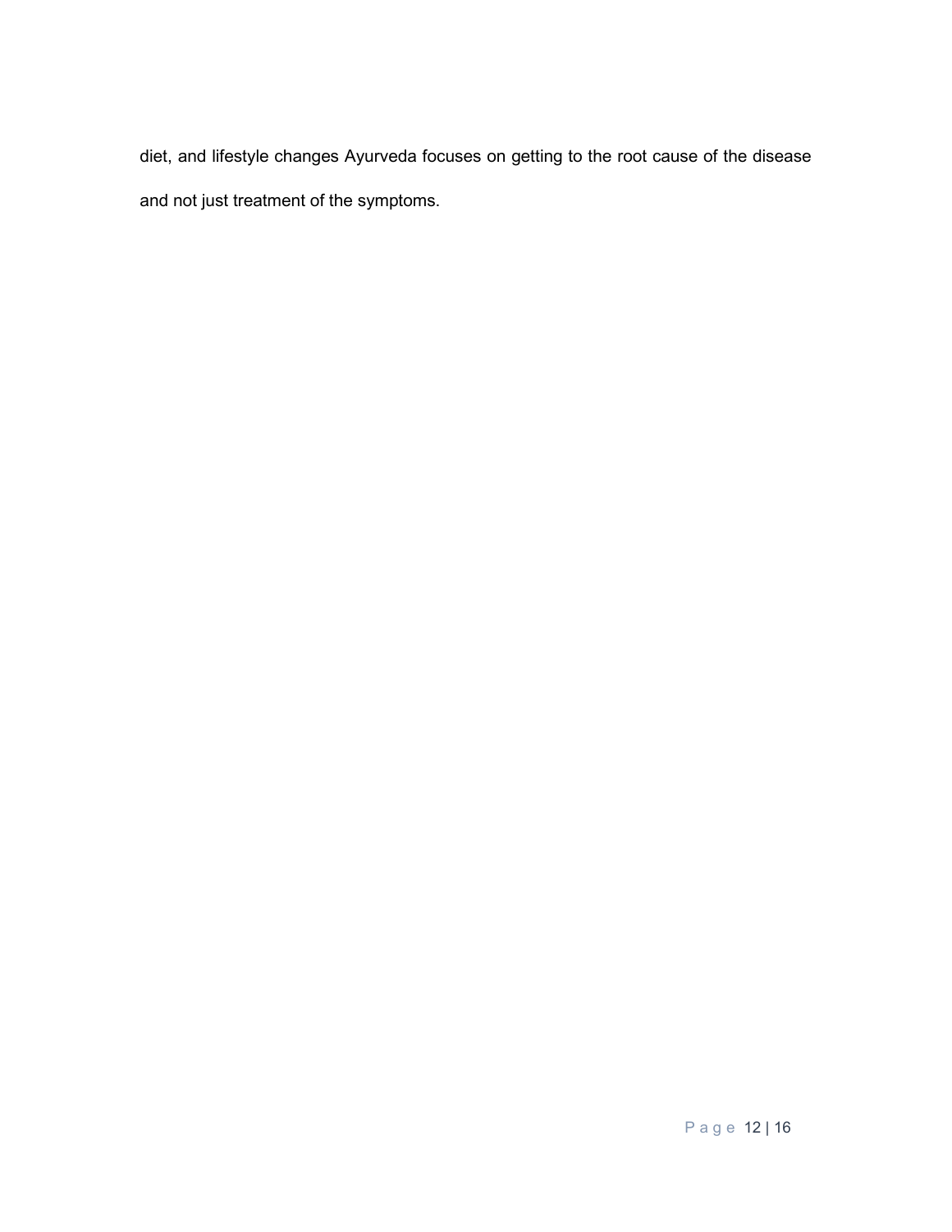diet, and lifestyle changes Ayurveda focuses on getting to the root cause of the disease and not just treatment of the symptoms.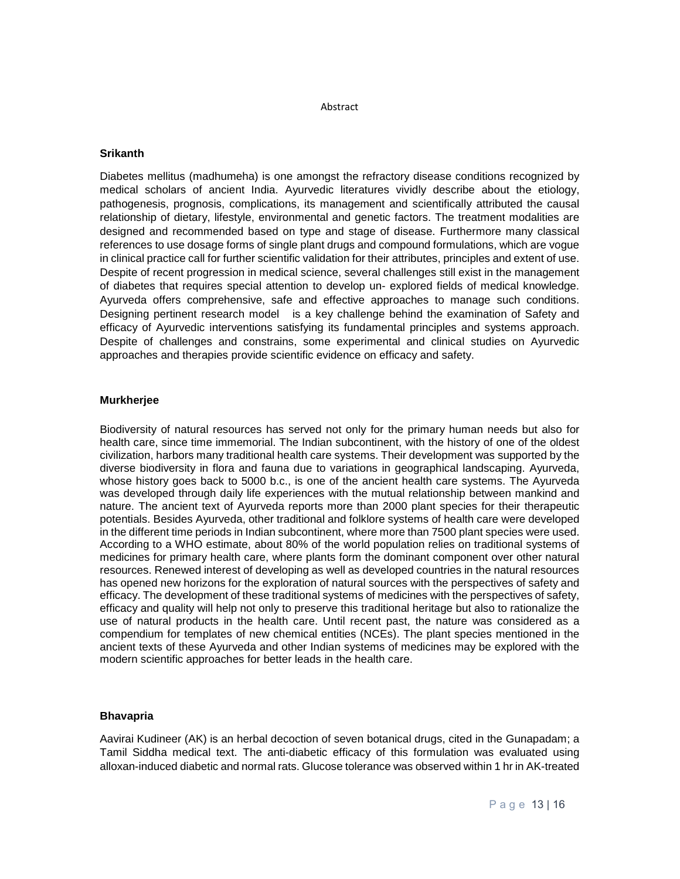Abstract

**Srikanth**

Diabetes mellitus (madhumeha) is one amongst the refractory disease conditions recognized by medical scholars of ancient India. Ayurvedic literatures vividly describe about the etiology, pathogenesis, prognosis, complications, its management and scientifically attributed the causal relationship of dietary, lifestyle, environmental and genetic factors. The treatment modalities are designed and recommended based on type and stage of disease. Furthermore many classical references to use dosage forms of single plant drugs and compound formulations, which are vogue in clinical practice call for further scientific validation for their attributes, principles and extent of use. Despite of recent progression in medical science, several challenges still exist in the management of diabetes that requires special attention to develop un- explored fields of medical knowledge. Ayurveda offers comprehensive, safe and effective approaches to manage such conditions. Designing pertinent research model is a key challenge behind the examination of Safety and efficacy of Ayurvedic interventions satisfying its fundamental principles and systems approach. Despite of challenges and constrains, some experimental and clinical studies on Ayurvedic approaches and therapies provide scientific evidence on efficacy and safety.

**Murkherjee**

Biodiversity of natural resources has served not only for the primary human needs but also for health care, since time immemorial. The Indian subcontinent, with the history of one of the oldest civilization, harbors many traditional health care systems. Their development was supported by the diverse biodiversity in flora and fauna due to variations in geographical landscaping. Ayurveda, whose history goes back to 5000 b.c., is one of the ancient health care systems. The Ayurveda was developed through daily life experiences with the mutual relationship between mankind and nature. The ancient text of Ayurveda reports more than 2000 plant species for their therapeutic potentials. Besides Ayurveda, other traditional and folklore systems of health care were developed in the different time periods in Indian subcontinent, where more than 7500 plant species were used. According to a WHO estimate, about 80% of the world population relies on traditional systems of medicines for primary health care, where plants form the dominant component over other natural resources. Renewed interest of developing as well as developed countries in the natural resources has opened new horizons for the exploration of natural sources with the perspectives of safety and efficacy. The development of these traditional systems of medicines with the perspectives of safety, efficacy and quality will help not only to preserve this traditional heritage but also to rationalize the use of natural products in the health care. Until recent past, the nature was considered as a compendium for templates of new chemical entities (NCEs). The plant species mentioned in the ancient texts of these Ayurveda and other Indian systems of medicines may be explored with the modern scientific approaches for better leads in the health care.

**Bhavapria**

Aavirai Kudineer (AK) is an herbal decoction of seven botanical drugs, cited in the Gunapadam; a Tamil Siddha medical text. The anti-diabetic efficacy of this formulation was evaluated using alloxan-induced diabetic and normal rats. Glucose tolerance was observed within 1 hr in AK-treated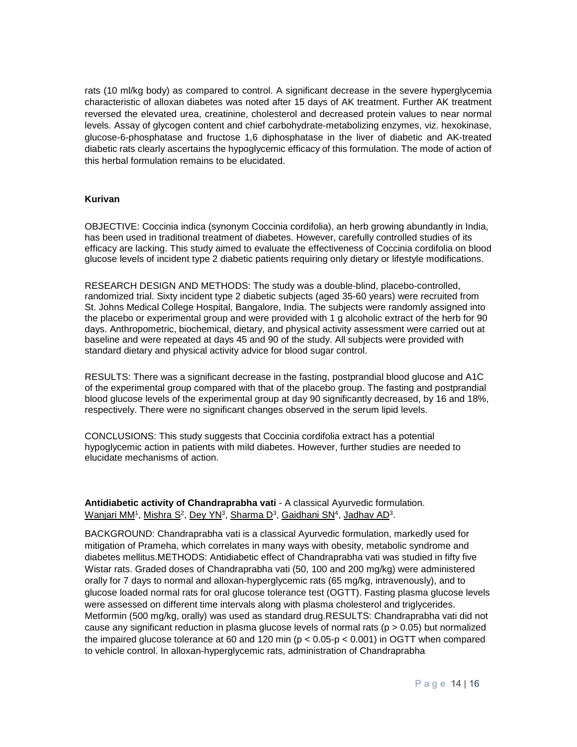rats (10 ml/kg body) as compared to control. A significant decrease in the severe hyperglycemia characteristic of alloxan diabetes was noted after 15 days of AK treatment. Further AK treatment reversed the elevated urea, creatinine, cholesterol and decreased protein values to near normal levels. Assay of glycogen content and chief carbohydrate-metabolizing enzymes, viz. hexokinase, glucose-6-phosphatase and fructose 1,6 diphosphatase in the liver of diabetic and AK-treated diabetic rats clearly ascertains the hypoglycemic efficacy of this formulation. The mode of action of this herbal formulation remains to be elucidated.

**Kurivan**

OBJECTIVE: Coccinia indica (synonym Coccinia cordifolia), an herb growing abundantly in India, has been used in traditional treatment of diabetes. However, carefully controlled studies of its efficacy are lacking. This study aimed to evaluate the effectiveness of Coccinia cordifolia on blood glucose levels of incident type 2 diabetic patients requiring only dietary or lifestyle modifications.

RESEARCH DESIGN AND METHODS: The study was a double-blind, placebo-controlled, randomized trial. Sixty incident type 2 diabetic subjects (aged 35-60 years) were recruited from St. Johns Medical College Hospital, Bangalore, India. The subjects were randomly assigned into the placebo or experimental group and were provided with 1 g alcoholic extract of the herb for 90 days. Anthropometric, biochemical, dietary, and physical activity assessment were carried out at baseline and were repeated at days 45 and 90 of the study. All subjects were provided with standard dietary and physical activity advice for blood sugar control.

RESULTS: There was a significant decrease in the fasting, postprandial blood glucose and A1C of the experimental group compared with that of the placebo group. The fasting and postprandial blood glucose levels of the experimental group at day 90 significantly decreased, by 16 and 18%, respectively. There were no significant changes observed in the serum lipid levels.

CONCLUSIONS: This study suggests that Coccinia cordifolia extract has a potential hypoglycemic action in patients with mild diabetes. However, further studies are needed to elucidate mechanisms of action.

**Antidiabetic activity of Chandraprabha vati** - A classical Ayurvedic formulation.
Wanjari MM[1], Mishra S[2], Dey YN[3], Sharma D[3], Gaidhani SN[4], Jadhav AD[3].

BACKGROUND: Chandraprabha vati is a classical Ayurvedic formulation, markedly used for mitigation of Prameha, which correlates in many ways with obesity, metabolic syndrome and diabetes mellitus.METHODS: Antidiabetic effect of Chandraprabha vati was studied in fifty five Wistar rats. Graded doses of Chandraprabha vati (50, 100 and 200 mg/kg) were administered orally for 7 days to normal and alloxan-hyperglycemic rats (65 mg/kg, intravenously), and to glucose loaded normal rats for oral glucose tolerance test (OGTT). Fasting plasma glucose levels were assessed on different time intervals along with plasma cholesterol and triglycerides. Metformin (500 mg/kg, orally) was used as standard drug.RESULTS: Chandraprabha vati did not cause any significant reduction in plasma glucose levels of normal rats ($p > 0.05$) but normalized the impaired glucose tolerance at 60 and 120 min ($p < 0.05$-$p < 0.001$) in OGTT when compared to vehicle control. In alloxan-hyperglycemic rats, administration of Chandraprabha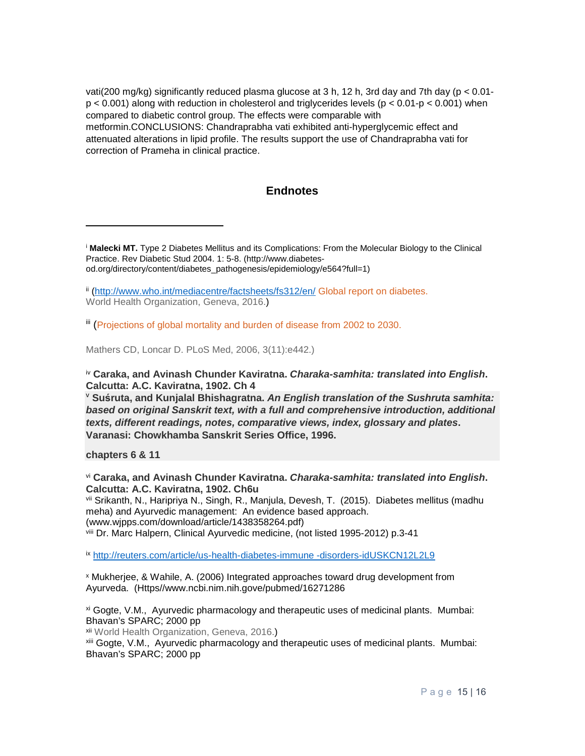vati(200 mg/kg) significantly reduced plasma glucose at 3 h, 12 h, 3rd day and 7th day ($p < 0.01$-$p < 0.001$) along with reduction in cholesterol and triglycerides levels ($p < 0.01$-$p < 0.001$) when compared to diabetic control group. The effects were comparable with metformin.CONCLUSIONS: Chandraprabha vati exhibited anti-hyperglycemic effect and attenuated alterations in lipid profile. The results support the use of Chandraprabha vati for correction of Prameha in clinical practice.

## Endnotes

---

[i] **Malecki MT.** Type 2 Diabetes Mellitus and its Complications: From the Molecular Biology to the Clinical Practice. Rev Diabetic Stud 2004. 1: 5-8. (http://www.diabetes-od.org/directory/content/diabetes_pathogenesis/epidemiology/e564?full=1)

[ii] (http://www.who.int/mediacentre/factsheets/fs312/en/ Global report on diabetes. World Health Organization, Geneva, 2016.)

[iii] (Projections of global mortality and burden of disease from 2002 to 2030.

Mathers CD, Loncar D. PLoS Med, 2006, 3(11):e442.)

[iv] **Caraka, and Avinash Chunder Kaviratna. *Charaka-samhita: translated into English*. Calcutta: A.C. Kaviratna, 1902. Ch 4**

[v] **Suśruta, and Kunjalal Bhishagratna. *An English translation of the Sushruta samhita: based on original Sanskrit text, with a full and comprehensive introduction, additional texts, different readings, notes, comparative views, index, glossary and plates*. Varanasi: Chowkhamba Sanskrit Series Office, 1996.**

**chapters 6 & 11**

[vi] **Caraka, and Avinash Chunder Kaviratna. *Charaka-samhita: translated into English*. Calcutta: A.C. Kaviratna, 1902. Ch6u**

[vii] Srikanth, N., Haripriya N., Singh, R., Manjula, Devesh, T. (2015). Diabetes mellitus (madhu meha) and Ayurvedic management: An evidence based approach. (www.wjpps.com/download/article/1438358264.pdf)

[viii] Dr. Marc Halpern, Clinical Ayurvedic medicine, (not listed 1995-2012) p.3-41

[ix] http://reuters.com/article/us-health-diabetes-immune -disorders-idUSKCN12L2L9

[x] Mukherjee, & Wahile, A. (2006) Integrated approaches toward drug development from Ayurveda. (Https//www.ncbi.nim.nih.gove/pubmed/16271286

[xi] Gogte, V.M., Ayurvedic pharmacology and therapeutic uses of medicinal plants. Mumbai: Bhavan's SPARC; 2000 pp

[xii] World Health Organization, Geneva, 2016.)

[xiii] Gogte, V.M., Ayurvedic pharmacology and therapeutic uses of medicinal plants. Mumbai: Bhavan's SPARC; 2000 pp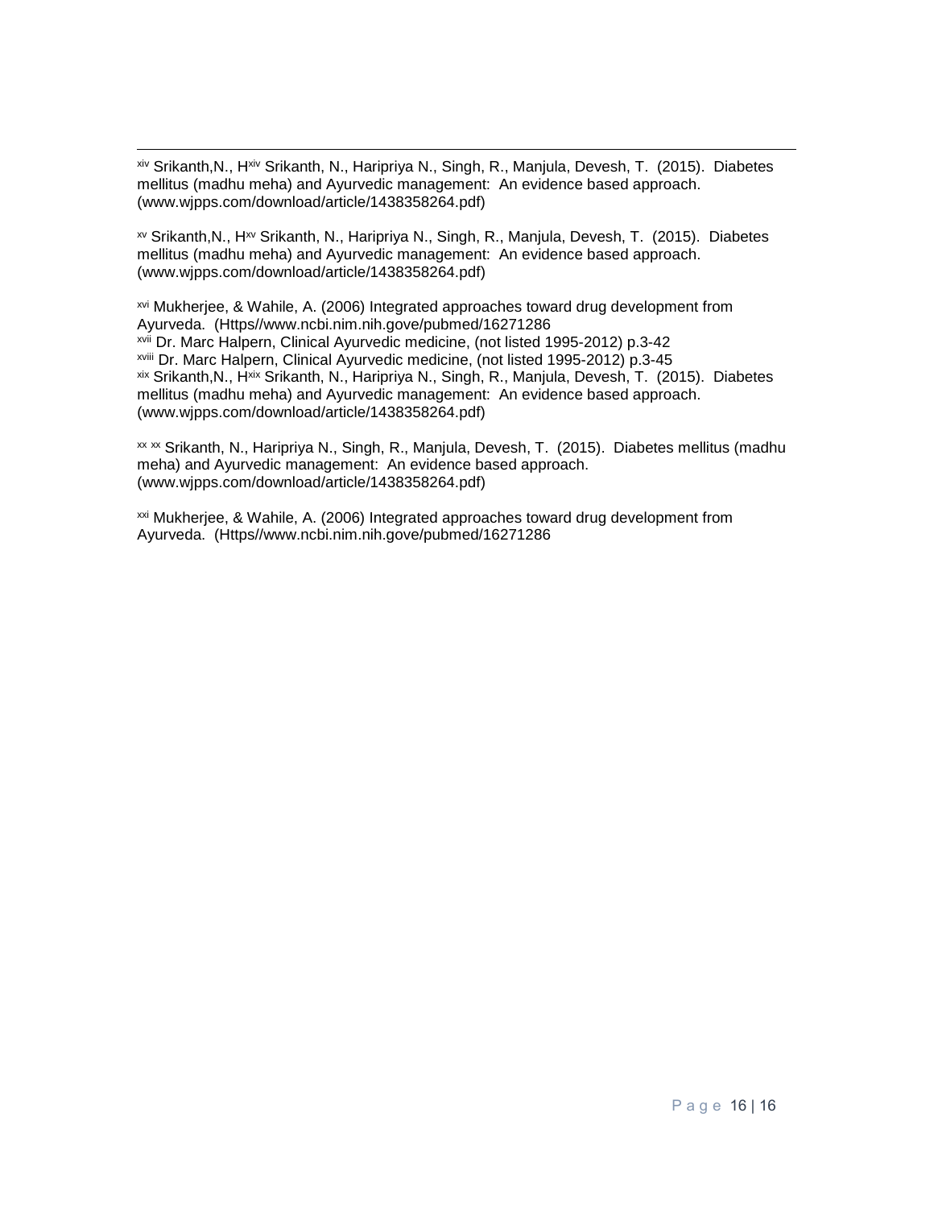[xiv] Srikanth,N., H[xiv] Srikanth, N., Haripriya N., Singh, R., Manjula, Devesh, T. (2015). Diabetes mellitus (madhu meha) and Ayurvedic management: An evidence based approach. (www.wjpps.com/download/article/1438358264.pdf)

[xv] Srikanth,N., H[xv] Srikanth, N., Haripriya N., Singh, R., Manjula, Devesh, T. (2015). Diabetes mellitus (madhu meha) and Ayurvedic management: An evidence based approach. (www.wjpps.com/download/article/1438358264.pdf)

[xvi] Mukherjee, & Wahile, A. (2006) Integrated approaches toward drug development from Ayurveda. (Https//www.ncbi.nim.nih.gove/pubmed/16271286

[xvii] Dr. Marc Halpern, Clinical Ayurvedic medicine, (not listed 1995-2012) p.3-42

[xviii] Dr. Marc Halpern, Clinical Ayurvedic medicine, (not listed 1995-2012) p.3-45

[xix] Srikanth,N., H[xix] Srikanth, N., Haripriya N., Singh, R., Manjula, Devesh, T. (2015). Diabetes mellitus (madhu meha) and Ayurvedic management: An evidence based approach. (www.wjpps.com/download/article/1438358264.pdf)

[xx] [xx] Srikanth, N., Haripriya N., Singh, R., Manjula, Devesh, T. (2015). Diabetes mellitus (madhu meha) and Ayurvedic management: An evidence based approach. (www.wjpps.com/download/article/1438358264.pdf)

[xxi] Mukherjee, & Wahile, A. (2006) Integrated approaches toward drug development from Ayurveda. (Https//www.ncbi.nim.nih.gove/pubmed/16271286